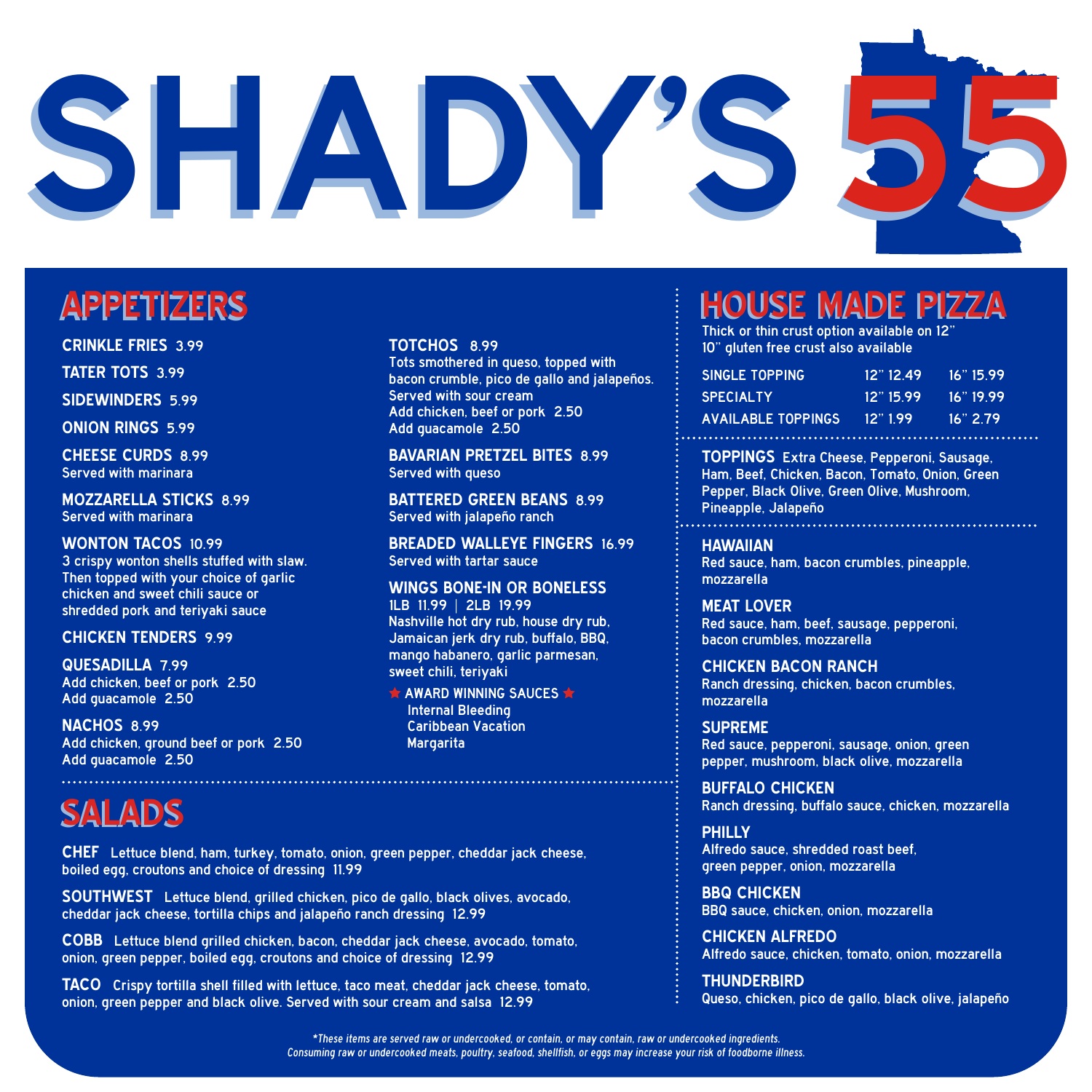# SHADY'S 55

## APPETIZERS

**CRINKLE FRIES** 3.99

**TATER TOTS** 3.99

**SIDEWINDERS** 5.99

**ONION RINGS** 5.99

**CHEESE CURDS** 8.99
Served with marinara

**MOZZARELLA STICKS** 8.99
Served with marinara

**WONTON TACOS** 10.99
3 crispy wonton shells stuffed with slaw. Then topped with your choice of garlic chicken and sweet chili sauce or shredded pork and teriyaki sauce

**CHICKEN TENDERS** 9.99

**QUESADILLA** 7.99
Add chicken, beef or pork 2.50
Add guacamole 2.50

**NACHOS** 8.99
Add chicken, ground beef or pork 2.50
Add guacamole 2.50

**TOTCHOS** 8.99
Tots smothered in queso, topped with bacon crumble, pico de gallo and jalapeños. Served with sour cream
Add chicken, beef or pork 2.50
Add guacamole 2.50

**BAVARIAN PRETZEL BITES** 8.99
Served with queso

**BATTERED GREEN BEANS** 8.99
Served with jalapeño ranch

**BREADED WALLEYE FINGERS** 16.99
Served with tartar sauce

**WINGS BONE-IN OR BONELESS**
1LB 11.99 | 2LB 19.99
Nashville hot dry rub, house dry rub, Jamaican jerk dry rub, buffalo, BBQ, mango habanero, garlic parmesan, sweet chili, teriyaki

★ AWARD WINNING SAUCES ★
Internal Bleeding
Caribbean Vacation
Margarita

## SALADS

**CHEF** Lettuce blend, ham, turkey, tomato, onion, green pepper, cheddar jack cheese, boiled egg, croutons and choice of dressing 11.99

**SOUTHWEST** Lettuce blend, grilled chicken, pico de gallo, black olives, avocado, cheddar jack cheese, tortilla chips and jalapeño ranch dressing 12.99

**COBB** Lettuce blend grilled chicken, bacon, cheddar jack cheese, avocado, tomato, onion, green pepper, boiled egg, croutons and choice of dressing 12.99

**TACO** Crispy tortilla shell filled with lettuce, taco meat, cheddar jack cheese, tomato, onion, green pepper and black olive. Served with sour cream and salsa 12.99

## HOUSE MADE PIZZA

Thick or thin crust option available on 12"
10" gluten free crust also available

| | | |
|---|---|---|
| SINGLE TOPPING | 12" 12.49 | 16" 15.99 |
| SPECIALTY | 12" 15.99 | 16" 19.99 |
| AVAILABLE TOPPINGS | 12" 1.99 | 16" 2.79 |

**TOPPINGS** Extra Cheese, Pepperoni, Sausage, Ham, Beef, Chicken, Bacon, Tomato, Onion, Green Pepper, Black Olive, Green Olive, Mushroom, Pineapple, Jalapeño

**HAWAIIAN**
Red sauce, ham, bacon crumbles, pineapple, mozzarella

**MEAT LOVER**
Red sauce, ham, beef, sausage, pepperoni, bacon crumbles, mozzarella

**CHICKEN BACON RANCH**
Ranch dressing, chicken, bacon crumbles, mozzarella

**SUPREME**
Red sauce, pepperoni, sausage, onion, green pepper, mushroom, black olive, mozzarella

**BUFFALO CHICKEN**
Ranch dressing, buffalo sauce, chicken, mozzarella

**PHILLY**
Alfredo sauce, shredded roast beef, green pepper, onion, mozzarella

**BBQ CHICKEN**
BBQ sauce, chicken, onion, mozzarella

**CHICKEN ALFREDO**
Alfredo sauce, chicken, tomato, onion, mozzarella

**THUNDERBIRD**
Queso, chicken, pico de gallo, black olive, jalapeño

*\*These items are served raw or undercooked, or contain, or may contain, raw or undercooked ingredients. Consuming raw or undercooked meats, poultry, seafood, shellfish, or eggs may increase your risk of foodborne illness.*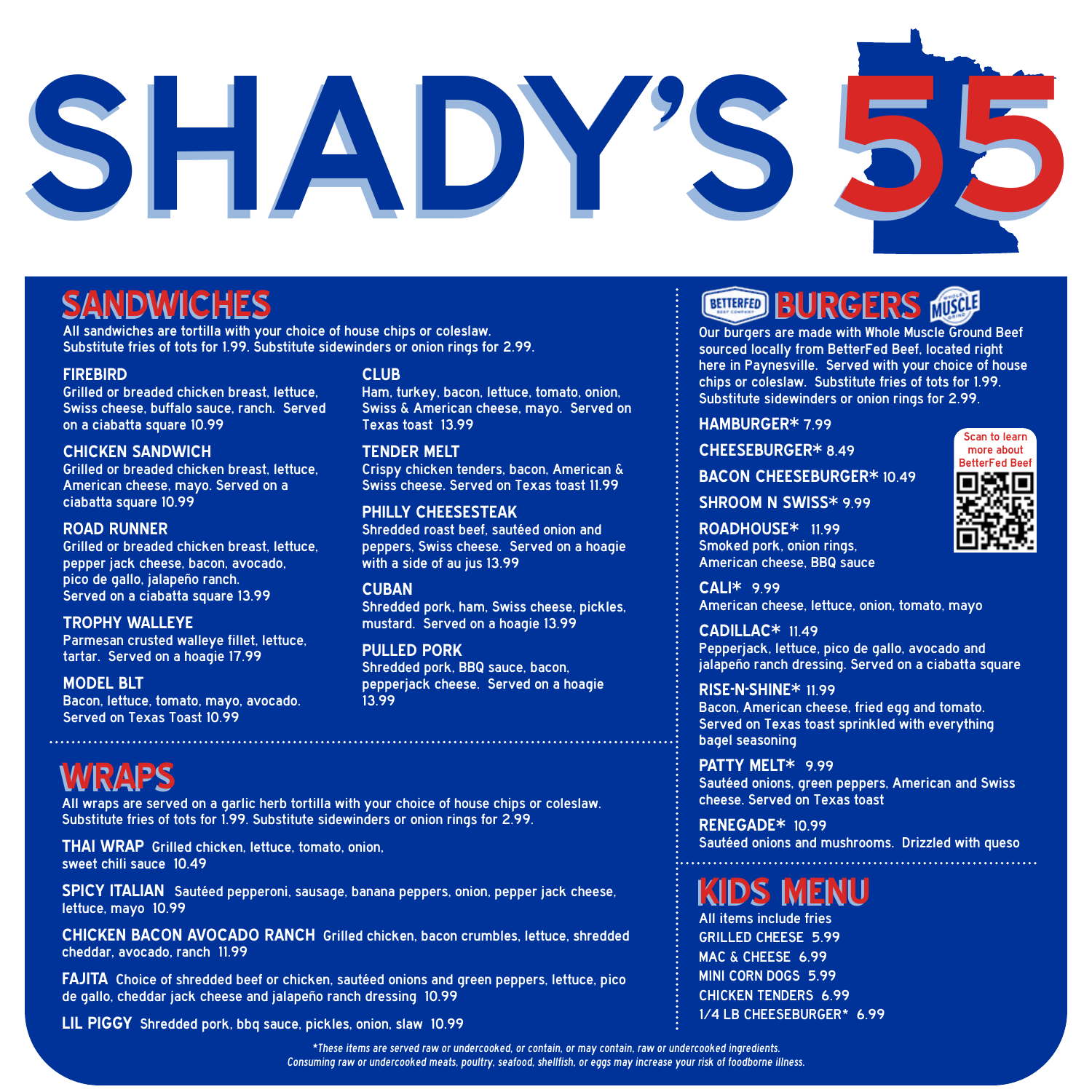# SHADY'S 55

## SANDWICHES

All sandwiches are tortilla with your choice of house chips or coleslaw. Substitute fries of tots for 1.99. Substitute sidewinders or onion rings for 2.99.

**FIREBIRD**
Grilled or breaded chicken breast, lettuce, Swiss cheese, buffalo sauce, ranch. Served on a ciabatta square 10.99

**CHICKEN SANDWICH**
Grilled or breaded chicken breast, lettuce, American cheese, mayo. Served on a ciabatta square 10.99

**ROAD RUNNER**
Grilled or breaded chicken breast, lettuce, pepper jack cheese, bacon, avocado, pico de gallo, jalapeño ranch. Served on a ciabatta square 13.99

**TROPHY WALLEYE**
Parmesan crusted walleye fillet, lettuce, tartar. Served on a hoagie 17.99

**MODEL BLT**
Bacon, lettuce, tomato, mayo, avocado. Served on Texas Toast 10.99

**CLUB**
Ham, turkey, bacon, lettuce, tomato, onion, Swiss & American cheese, mayo. Served on Texas toast 13.99

**TENDER MELT**
Crispy chicken tenders, bacon, American & Swiss cheese. Served on Texas toast 11.99

**PHILLY CHEESESTEAK**
Shredded roast beef, sautéed onion and peppers, Swiss cheese. Served on a hoagie with a side of au jus 13.99

**CUBAN**
Shredded pork, ham, Swiss cheese, pickles, mustard. Served on a hoagie 13.99

**PULLED PORK**
Shredded pork, BBQ sauce, bacon, pepperjack cheese. Served on a hoagie 13.99

## WRAPS

All wraps are served on a garlic herb tortilla with your choice of house chips or coleslaw. Substitute fries of tots for 1.99. Substitute sidewinders or onion rings for 2.99.

**THAI WRAP** Grilled chicken, lettuce, tomato, onion, sweet chili sauce 10.49

**SPICY ITALIAN** Sautéed pepperoni, sausage, banana peppers, onion, pepper jack cheese, lettuce, mayo 10.99

**CHICKEN BACON AVOCADO RANCH** Grilled chicken, bacon crumbles, lettuce, shredded cheddar, avocado, ranch 11.99

**FAJITA** Choice of shredded beef or chicken, sautéed onions and green peppers, lettuce, pico de gallo, cheddar jack cheese and jalapeño ranch dressing 10.99

**LIL PIGGY** Shredded pork, bbq sauce, pickles, onion, slaw 10.99

## BETTERFED BURGERS WHOLE MUSCLE

Our burgers are made with Whole Muscle Ground Beef sourced locally from BetterFed Beef, located right here in Paynesville. Served with your choice of house chips or coleslaw. Substitute fries of tots for 1.99. Substitute sidewinders or onion rings for 2.99.

Scan to learn more about BetterFed Beef

**HAMBURGER*** 7.99

**CHEESEBURGER*** 8.49

**BACON CHEESEBURGER*** 10.49

**SHROOM N SWISS*** 9.99

**ROADHOUSE*** 11.99
Smoked pork, onion rings, American cheese, BBQ sauce

**CALI*** 9.99
American cheese, lettuce, onion, tomato, mayo

**CADILLAC*** 11.49
Pepperjack, lettuce, pico de gallo, avocado and jalapeño ranch dressing. Served on a ciabatta square

**RISE-N-SHINE*** 11.99
Bacon, American cheese, fried egg and tomato. Served on Texas toast sprinkled with everything bagel seasoning

**PATTY MELT*** 9.99
Sautéed onions, green peppers, American and Swiss cheese. Served on Texas toast

**RENEGADE*** 10.99
Sautéed onions and mushrooms. Drizzled with queso

## KIDS MENU

All items include fries

- GRILLED CHEESE 5.99
- MAC & CHEESE 6.99
- MINI CORN DOGS 5.99
- CHICKEN TENDERS 6.99
- 1/4 LB CHEESEBURGER* 6.99

*These items are served raw or undercooked, or contain, or may contain, raw or undercooked ingredients. Consuming raw or undercooked meats, poultry, seafood, shellfish, or eggs may increase your risk of foodborne illness.*